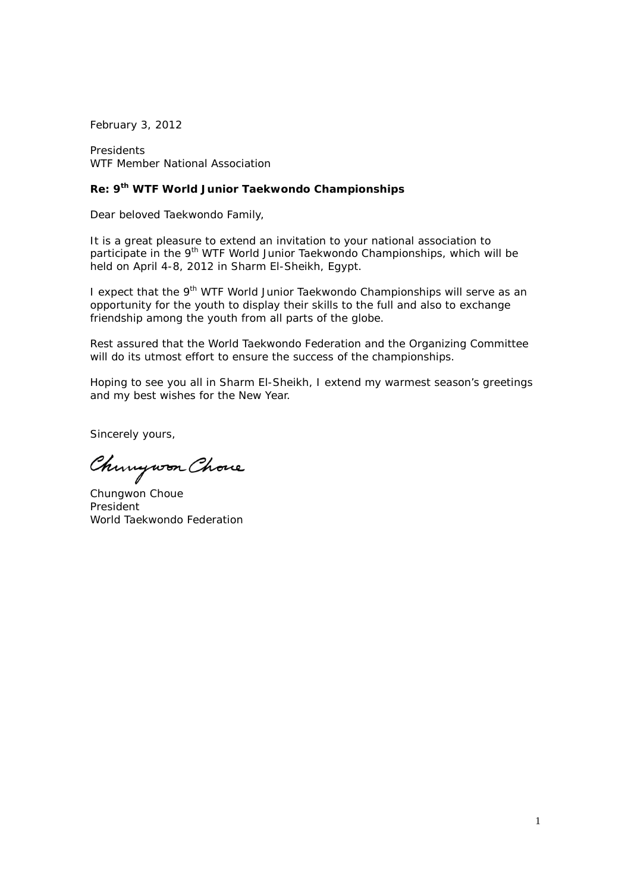February 3, 2012

Presidents
WTF Member National Association

**Re: 9th WTF World Junior Taekwondo Championships**

Dear beloved Taekwondo Family,

It is a great pleasure to extend an invitation to your national association to participate in the 9th WTF World Junior Taekwondo Championships, which will be held on April 4-8, 2012 in Sharm El-Sheikh, Egypt.

I expect that the 9th WTF World Junior Taekwondo Championships will serve as an opportunity for the youth to display their skills to the full and also to exchange friendship among the youth from all parts of the globe.

Rest assured that the World Taekwondo Federation and the Organizing Committee will do its utmost effort to ensure the success of the championships.

Hoping to see you all in Sharm El-Sheikh, I extend my warmest season's greetings and my best wishes for the New Year.

Sincerely yours,

Chungwon Choue

Chungwon Choue
President
World Taekwondo Federation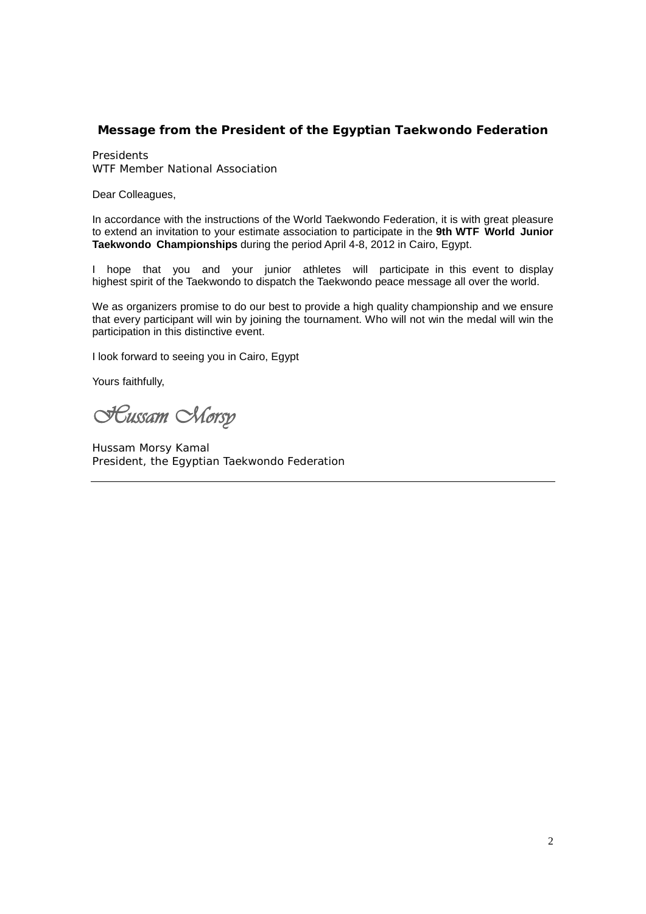## Message from the President of the Egyptian Taekwondo Federation

Presidents
WTF Member National Association

Dear Colleagues,

In accordance with the instructions of the World Taekwondo Federation, it is with great pleasure to extend an invitation to your estimate association to participate in the **9th WTF World Junior Taekwondo Championships** during the period April 4-8, 2012 in Cairo, Egypt.

I hope that you and your junior athletes will participate in this event to display highest spirit of the Taekwondo to dispatch the Taekwondo peace message all over the world.

We as organizers promise to do our best to provide a high quality championship and we ensure that every participant will win by joining the tournament. Who will not win the medal will win the participation in this distinctive event.

I look forward to seeing you in Cairo, Egypt

Yours faithfully,

*Hussam Morsy*

Hussam Morsy Kamal
President, the Egyptian Taekwondo Federation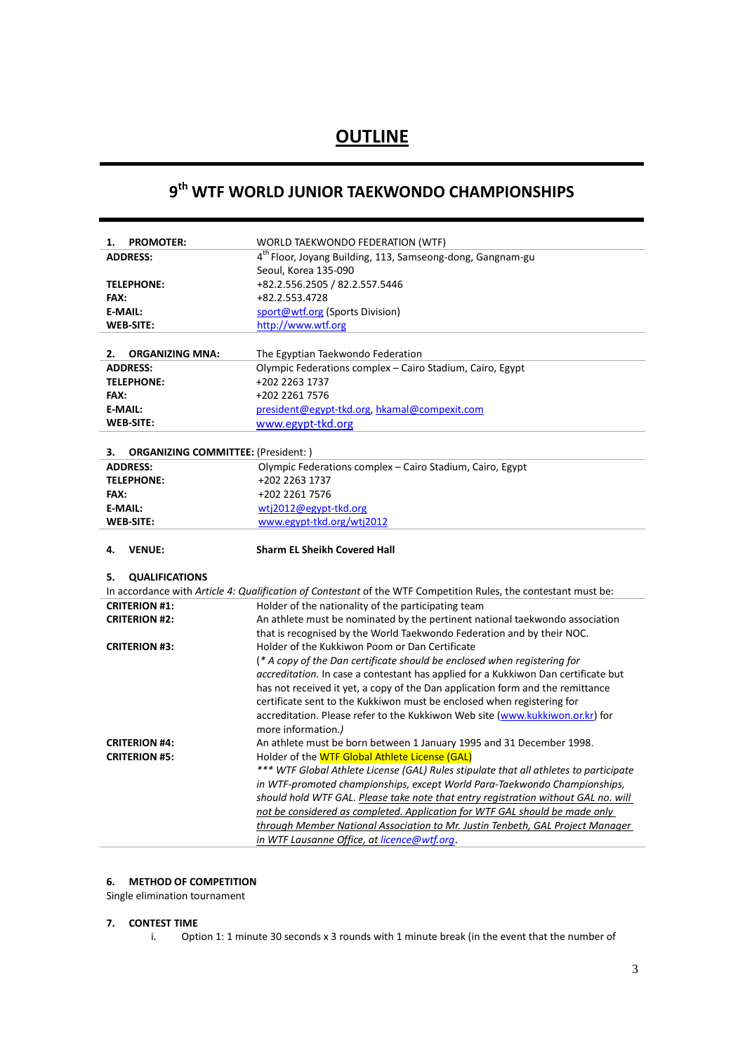# OUTLINE

## 9th WTF WORLD JUNIOR TAEKWONDO CHAMPIONSHIPS

| | |
|---|---|
| **1. PROMOTER:** | WORLD TAEKWONDO FEDERATION (WTF) |
| **ADDRESS:** | 4th Floor, Joyang Building, 113, Samseong-dong, Gangnam-gu Seoul, Korea 135-090 |
| **TELEPHONE:** | +82.2.556.2505 / 82.2.557.5446 |
| **FAX:** | +82.2.553.4728 |
| **E-MAIL:** | sport@wtf.org (Sports Division) |
| **WEB-SITE:** | http://www.wtf.org |

| | |
|---|---|
| **2. ORGANIZING MNA:** | The Egyptian Taekwondo Federation |
| **ADDRESS:** | Olympic Federations complex – Cairo Stadium, Cairo, Egypt |
| **TELEPHONE:** | +202 2263 1737 |
| **FAX:** | +202 2261 7576 |
| **E-MAIL:** | president@egypt-tkd.org, hkamal@compexit.com |
| **WEB-SITE:** | www.egypt-tkd.org |

| | |
|---|---|
| **3. ORGANIZING COMMITTEE:** (President: ) | |
| **ADDRESS:** | Olympic Federations complex – Cairo Stadium, Cairo, Egypt |
| **TELEPHONE:** | +202 2263 1737 |
| **FAX:** | +202 2261 7576 |
| **E-MAIL:** | wtj2012@egypt-tkd.org |
| **WEB-SITE:** | www.egypt-tkd.org/wtj2012 |

**4. VENUE:** **Sharm EL Sheikh Covered Hall**

**5. QUALIFICATIONS**

In accordance with *Article 4: Qualification of Contestant* of the WTF Competition Rules, the contestant must be:

| | |
|---|---|
| **CRITERION #1:** | Holder of the nationality of the participating team |
| **CRITERION #2:** | An athlete must be nominated by the pertinent national taekwondo association that is recognised by the World Taekwondo Federation and by their NOC. |
| **CRITERION #3:** | Holder of the Kukkiwon Poom or Dan Certificate (*\* A copy of the Dan certificate should be enclosed when registering for accreditation.* In case a contestant has applied for a Kukkiwon Dan certificate but has not received it yet, a copy of the Dan application form and the remittance certificate sent to the Kukkiwon must be enclosed when registering for accreditation. Please refer to the Kukkiwon Web site (www.kukkiwon.or.kr) for more information.*)* |
| **CRITERION #4:** | An athlete must be born between 1 January 1995 and 31 December 1998. |
| **CRITERION #5:** | Holder of the WTF Global Athlete License (GAL) *\*\*\* WTF Global Athlete License (GAL) Rules stipulate that all athletes to participate in WTF-promoted championships, except World Para-Taekwondo Championships, should hold WTF GAL. Please take note that entry registration without GAL no. will not be considered as completed. Application for WTF GAL should be made only through Member National Association to Mr. Justin Tenbeth, GAL Project Manager in WTF Lausanne Office, at licence@wtf.org.* |

**6. METHOD OF COMPETITION**

Single elimination tournament

**7. CONTEST TIME**

i. Option 1: 1 minute 30 seconds x 3 rounds with 1 minute break (in the event that the number of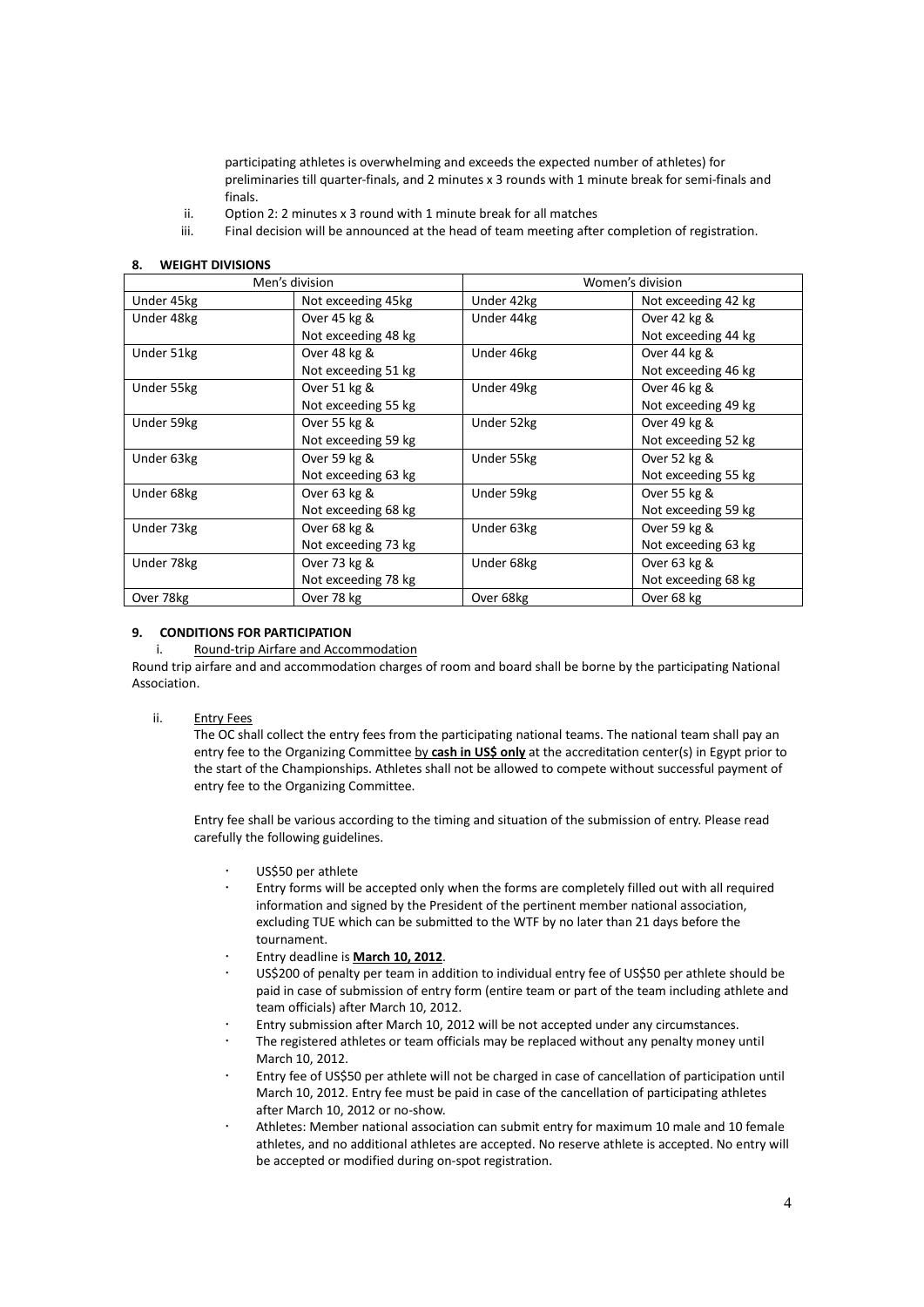participating athletes is overwhelming and exceeds the expected number of athletes) for preliminaries till quarter-finals, and 2 minutes x 3 rounds with 1 minute break for semi-finals and finals.

ii. Option 2: 2 minutes x 3 round with 1 minute break for all matches

iii. Final decision will be announced at the head of team meeting after completion of registration.

## 8. WEIGHT DIVISIONS

| Men's division | | Women's division | |
|---|---|---|---|
| Under 45kg | Not exceeding 45kg | Under 42kg | Not exceeding 42 kg |
| Under 48kg | Over 45 kg & Not exceeding 48 kg | Under 44kg | Over 42 kg & Not exceeding 44 kg |
| Under 51kg | Over 48 kg & Not exceeding 51 kg | Under 46kg | Over 44 kg & Not exceeding 46 kg |
| Under 55kg | Over 51 kg & Not exceeding 55 kg | Under 49kg | Over 46 kg & Not exceeding 49 kg |
| Under 59kg | Over 55 kg & Not exceeding 59 kg | Under 52kg | Over 49 kg & Not exceeding 52 kg |
| Under 63kg | Over 59 kg & Not exceeding 63 kg | Under 55kg | Over 52 kg & Not exceeding 55 kg |
| Under 68kg | Over 63 kg & Not exceeding 68 kg | Under 59kg | Over 55 kg & Not exceeding 59 kg |
| Under 73kg | Over 68 kg & Not exceeding 73 kg | Under 63kg | Over 59 kg & Not exceeding 63 kg |
| Under 78kg | Over 73 kg & Not exceeding 78 kg | Under 68kg | Over 63 kg & Not exceeding 68 kg |
| Over 78kg | Over 78 kg | Over 68kg | Over 68 kg |

## 9. CONDITIONS FOR PARTICIPATION

i. Round-trip Airfare and Accommodation

Round trip airfare and and accommodation charges of room and board shall be borne by the participating National Association.

ii. Entry Fees

The OC shall collect the entry fees from the participating national teams. The national team shall pay an entry fee to the Organizing Committee by **cash in US$ only** at the accreditation center(s) in Egypt prior to the start of the Championships. Athletes shall not be allowed to compete without successful payment of entry fee to the Organizing Committee.

Entry fee shall be various according to the timing and situation of the submission of entry. Please read carefully the following guidelines.

- US$50 per athlete
- Entry forms will be accepted only when the forms are completely filled out with all required information and signed by the President of the pertinent member national association, excluding TUE which can be submitted to the WTF by no later than 21 days before the tournament.
- Entry deadline is **March 10, 2012**.
- US$200 of penalty per team in addition to individual entry fee of US$50 per athlete should be paid in case of submission of entry form (entire team or part of the team including athlete and team officials) after March 10, 2012.
- Entry submission after March 10, 2012 will be not accepted under any circumstances.
- The registered athletes or team officials may be replaced without any penalty money until March 10, 2012.
- Entry fee of US$50 per athlete will not be charged in case of cancellation of participation until March 10, 2012. Entry fee must be paid in case of the cancellation of participating athletes after March 10, 2012 or no-show.
- Athletes: Member national association can submit entry for maximum 10 male and 10 female athletes, and no additional athletes are accepted. No reserve athlete is accepted. No entry will be accepted or modified during on-spot registration.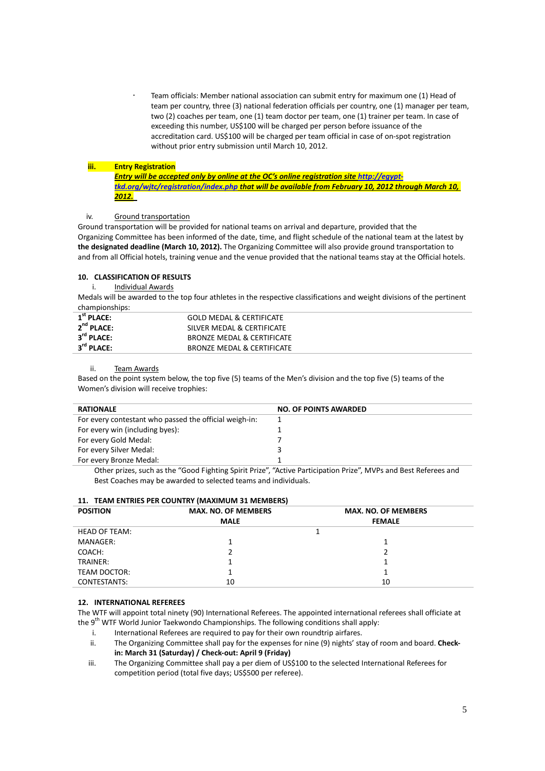- Team officials: Member national association can submit entry for maximum one (1) Head of team per country, three (3) national federation officials per country, one (1) manager per team, two (2) coaches per team, one (1) team doctor per team, one (1) trainer per team. In case of exceeding this number, US$100 will be charged per person before issuance of the accreditation card. US$100 will be charged per team official in case of on-spot registration without prior entry submission until March 10, 2012.

iii. **Entry Registration**

***Entry will be accepted only by online at the OC's online registration site http://egypt-tkd.org/wjtc/registration/index.php that will be available from February 10, 2012 through March 10, 2012.***

iv. Ground transportation

Ground transportation will be provided for national teams on arrival and departure, provided that the Organizing Committee has been informed of the date, time, and flight schedule of the national team at the latest by **the designated deadline (March 10, 2012).** The Organizing Committee will also provide ground transportation to and from all Official hotels, training venue and the venue provided that the national teams stay at the Official hotels.

## 10. CLASSIFICATION OF RESULTS

i. Individual Awards

Medals will be awarded to the top four athletes in the respective classifications and weight divisions of the pertinent championships:

| | |
|---|---|
| **1st PLACE:** | GOLD MEDAL & CERTIFICATE |
| **2nd PLACE:** | SILVER MEDAL & CERTIFICATE |
| **3rd PLACE:** | BRONZE MEDAL & CERTIFICATE |
| **3rd PLACE:** | BRONZE MEDAL & CERTIFICATE |

ii. Team Awards

Based on the point system below, the top five (5) teams of the Men's division and the top five (5) teams of the Women's division will receive trophies:

| RATIONALE | NO. OF POINTS AWARDED |
|---|---|
| For every contestant who passed the official weigh-in: | 1 |
| For every win (including byes): | 1 |
| For every Gold Medal: | 7 |
| For every Silver Medal: | 3 |
| For every Bronze Medal: | 1 |

Other prizes, such as the "Good Fighting Spirit Prize", "Active Participation Prize", MVPs and Best Referees and Best Coaches may be awarded to selected teams and individuals.

## 11. TEAM ENTRIES PER COUNTRY (MAXIMUM 31 MEMBERS)

| POSITION | MAX. NO. OF MEMBERS MALE | MAX. NO. OF MEMBERS FEMALE |
|---|---|---|
| HEAD OF TEAM: | 1 | |
| MANAGER: | 1 | 1 |
| COACH: | 2 | 2 |
| TRAINER: | 1 | 1 |
| TEAM DOCTOR: | 1 | 1 |
| CONTESTANTS: | 10 | 10 |

## 12. INTERNATIONAL REFEREES

The WTF will appoint total ninety (90) International Referees. The appointed international referees shall officiate at the 9th WTF World Junior Taekwondo Championships. The following conditions shall apply:

i. International Referees are required to pay for their own roundtrip airfares.

ii. The Organizing Committee shall pay for the expenses for nine (9) nights' stay of room and board. **Check-in: March 31 (Saturday) / Check-out: April 9 (Friday)**

iii. The Organizing Committee shall pay a per diem of US$100 to the selected International Referees for competition period (total five days; US$500 per referee).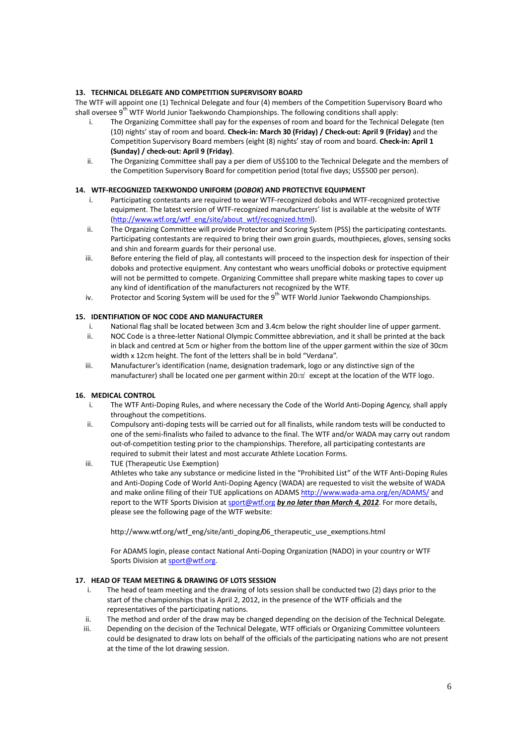## 13. TECHNICAL DELEGATE AND COMPETITION SUPERVISORY BOARD

The WTF will appoint one (1) Technical Delegate and four (4) members of the Competition Supervisory Board who shall oversee 9th WTF World Junior Taekwondo Championships. The following conditions shall apply:

i. The Organizing Committee shall pay for the expenses of room and board for the Technical Delegate (ten (10) nights' stay of room and board. **Check-in: March 30 (Friday) / Check-out: April 9 (Friday)** and the Competition Supervisory Board members (eight (8) nights' stay of room and board. **Check-in: April 1 (Sunday) / check-out: April 9 (Friday)**.

ii. The Organizing Committee shall pay a per diem of US$100 to the Technical Delegate and the members of the Competition Supervisory Board for competition period (total five days; US$500 per person).

## 14. WTF-RECOGNIZED TAEKWONDO UNIFORM (*DOBOK*) AND PROTECTIVE EQUIPMENT

i. Participating contestants are required to wear WTF-recognized doboks and WTF-recognized protective equipment. The latest version of WTF-recognized manufacturers' list is available at the website of WTF (http://www.wtf.org/wtf_eng/site/about_wtf/recognized.html).

ii. The Organizing Committee will provide Protector and Scoring System (PSS) the participating contestants. Participating contestants are required to bring their own groin guards, mouthpieces, gloves, sensing socks and shin and forearm guards for their personal use.

iii. Before entering the field of play, all contestants will proceed to the inspection desk for inspection of their doboks and protective equipment. Any contestant who wears unofficial doboks or protective equipment will not be permitted to compete. Organizing Committee shall prepare white masking tapes to cover up any kind of identification of the manufacturers not recognized by the WTF.

iv. Protector and Scoring System will be used for the 9th WTF World Junior Taekwondo Championships.

## 15. IDENTIFIATION OF NOC CODE AND MANUFACTURER

i. National flag shall be located between 3cm and 3.4cm below the right shoulder line of upper garment.

ii. NOC Code is a three-letter National Olympic Committee abbreviation, and it shall be printed at the back in black and centred at 5cm or higher from the bottom line of the upper garment within the size of 30cm width x 12cm height. The font of the letters shall be in bold "Verdana".

iii. Manufacturer's identification (name, designation trademark, logo or any distinctive sign of the manufacturer) shall be located one per garment within 20㎠ except at the location of the WTF logo.

## 16. MEDICAL CONTROL

i. The WTF Anti-Doping Rules, and where necessary the Code of the World Anti-Doping Agency, shall apply throughout the competitions.

ii. Compulsory anti-doping tests will be carried out for all finalists, while random tests will be conducted to one of the semi-finalists who failed to advance to the final. The WTF and/or WADA may carry out random out-of-competition testing prior to the championships. Therefore, all participating contestants are required to submit their latest and most accurate Athlete Location Forms.

iii. TUE (Therapeutic Use Exemption)

Athletes who take any substance or medicine listed in the "Prohibited List" of the WTF Anti-Doping Rules and Anti-Doping Code of World Anti-Doping Agency (WADA) are requested to visit the website of WADA and make online filing of their TUE applications on ADAMS http://www.wada-ama.org/en/ADAMS/ and report to the WTF Sports Division at sport@wtf.org ***by no later than March 4, 2012***. For more details, please see the following page of the WTF website:

http://www.wtf.org/wtf_eng/site/anti_doping/06_therapeutic_use_exemptions.html

For ADAMS login, please contact National Anti-Doping Organization (NADO) in your country or WTF Sports Division at sport@wtf.org.

## 17. HEAD OF TEAM MEETING & DRAWING OF LOTS SESSION

i. The head of team meeting and the drawing of lots session shall be conducted two (2) days prior to the start of the championships that is April 2, 2012, in the presence of the WTF officials and the representatives of the participating nations.

ii. The method and order of the draw may be changed depending on the decision of the Technical Delegate.

iii. Depending on the decision of the Technical Delegate, WTF officials or Organizing Committee volunteers could be designated to draw lots on behalf of the officials of the participating nations who are not present at the time of the lot drawing session.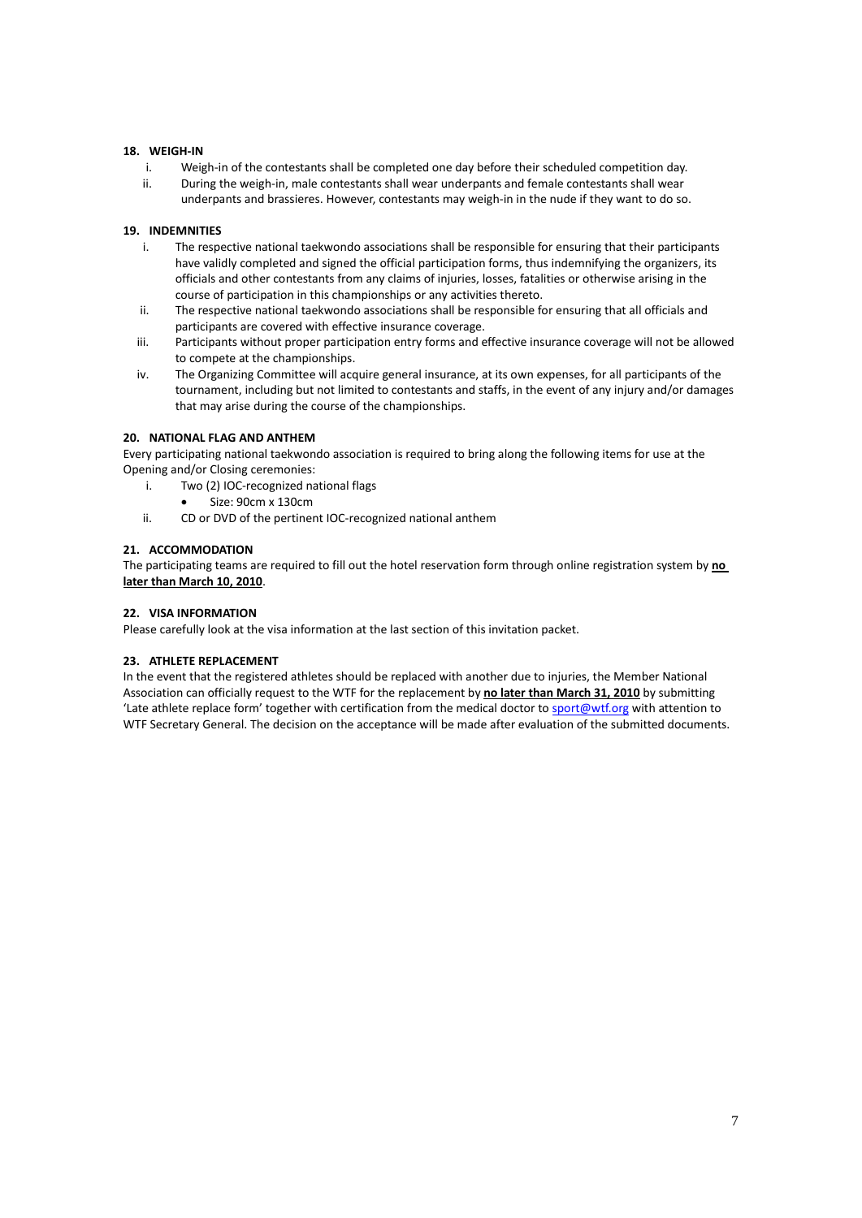**18. WEIGH-IN**

i. Weigh-in of the contestants shall be completed one day before their scheduled competition day.

ii. During the weigh-in, male contestants shall wear underpants and female contestants shall wear underpants and brassieres. However, contestants may weigh-in in the nude if they want to do so.

**19. INDEMNITIES**

i. The respective national taekwondo associations shall be responsible for ensuring that their participants have validly completed and signed the official participation forms, thus indemnifying the organizers, its officials and other contestants from any claims of injuries, losses, fatalities or otherwise arising in the course of participation in this championships or any activities thereto.

ii. The respective national taekwondo associations shall be responsible for ensuring that all officials and participants are covered with effective insurance coverage.

iii. Participants without proper participation entry forms and effective insurance coverage will not be allowed to compete at the championships.

iv. The Organizing Committee will acquire general insurance, at its own expenses, for all participants of the tournament, including but not limited to contestants and staffs, in the event of any injury and/or damages that may arise during the course of the championships.

**20. NATIONAL FLAG AND ANTHEM**

Every participating national taekwondo association is required to bring along the following items for use at the Opening and/or Closing ceremonies:

i. Two (2) IOC-recognized national flags
   - Size: 90cm x 130cm

ii. CD or DVD of the pertinent IOC-recognized national anthem

**21. ACCOMMODATION**

The participating teams are required to fill out the hotel reservation form through online registration system by **no later than March 10, 2010**.

**22. VISA INFORMATION**

Please carefully look at the visa information at the last section of this invitation packet.

**23. ATHLETE REPLACEMENT**

In the event that the registered athletes should be replaced with another due to injuries, the Member National Association can officially request to the WTF for the replacement by **no later than March 31, 2010** by submitting 'Late athlete replace form' together with certification from the medical doctor to sport@wtf.org with attention to WTF Secretary General. The decision on the acceptance will be made after evaluation of the submitted documents.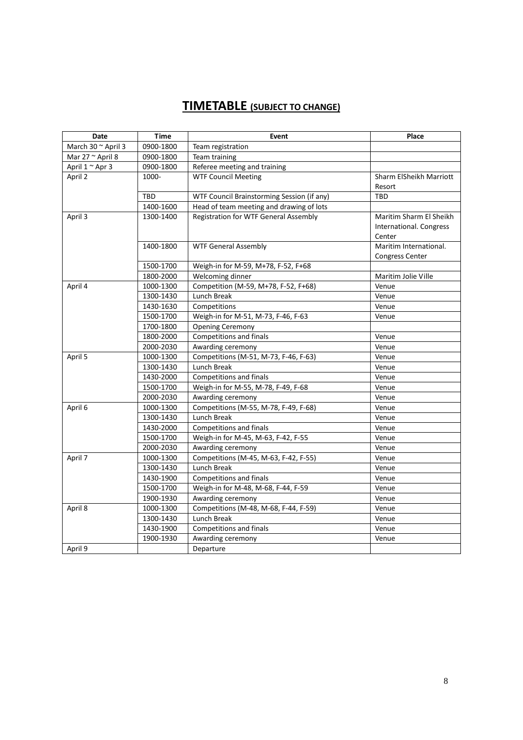# **TIMETABLE** (SUBJECT TO CHANGE)

| Date | Time | Event | Place |
|---|---|---|---|
| March 30 ~ April 3 | 0900-1800 | Team registration | |
| Mar 27 ~ April 8 | 0900-1800 | Team training | |
| April 1 ~ Apr 3 | 0900-1800 | Referee meeting and training | |
| April 2 | 1000- | WTF Council Meeting | Sharm ElSheikh Marriott Resort |
| | TBD | WTF Council Brainstorming Session (if any) | TBD |
| | 1400-1600 | Head of team meeting and drawing of lots | |
| April 3 | 1300-1400 | Registration for WTF General Assembly | Maritim Sharm El Sheikh International. Congress Center |
| | 1400-1800 | WTF General Assembly | Maritim International. Congress Center |
| | 1500-1700 | Weigh-in for M-59, M+78, F-52, F+68 | |
| | 1800-2000 | Welcoming dinner | Maritim Jolie Ville |
| April 4 | 1000-1300 | Competition (M-59, M+78, F-52, F+68) | Venue |
| | 1300-1430 | Lunch Break | Venue |
| | 1430-1630 | Competitions | Venue |
| | 1500-1700 | Weigh-in for M-51, M-73, F-46, F-63 | Venue |
| | 1700-1800 | Opening Ceremony | |
| | 1800-2000 | Competitions and finals | Venue |
| | 2000-2030 | Awarding ceremony | Venue |
| April 5 | 1000-1300 | Competitions (M-51, M-73, F-46, F-63) | Venue |
| | 1300-1430 | Lunch Break | Venue |
| | 1430-2000 | Competitions and finals | Venue |
| | 1500-1700 | Weigh-in for M-55, M-78, F-49, F-68 | Venue |
| | 2000-2030 | Awarding ceremony | Venue |
| April 6 | 1000-1300 | Competitions (M-55, M-78, F-49, F-68) | Venue |
| | 1300-1430 | Lunch Break | Venue |
| | 1430-2000 | Competitions and finals | Venue |
| | 1500-1700 | Weigh-in for M-45, M-63, F-42, F-55 | Venue |
| | 2000-2030 | Awarding ceremony | Venue |
| April 7 | 1000-1300 | Competitions (M-45, M-63, F-42, F-55) | Venue |
| | 1300-1430 | Lunch Break | Venue |
| | 1430-1900 | Competitions and finals | Venue |
| | 1500-1700 | Weigh-in for M-48, M-68, F-44, F-59 | Venue |
| | 1900-1930 | Awarding ceremony | Venue |
| April 8 | 1000-1300 | Competitions (M-48, M-68, F-44, F-59) | Venue |
| | 1300-1430 | Lunch Break | Venue |
| | 1430-1900 | Competitions and finals | Venue |
| | 1900-1930 | Awarding ceremony | Venue |
| April 9 | | Departure | |